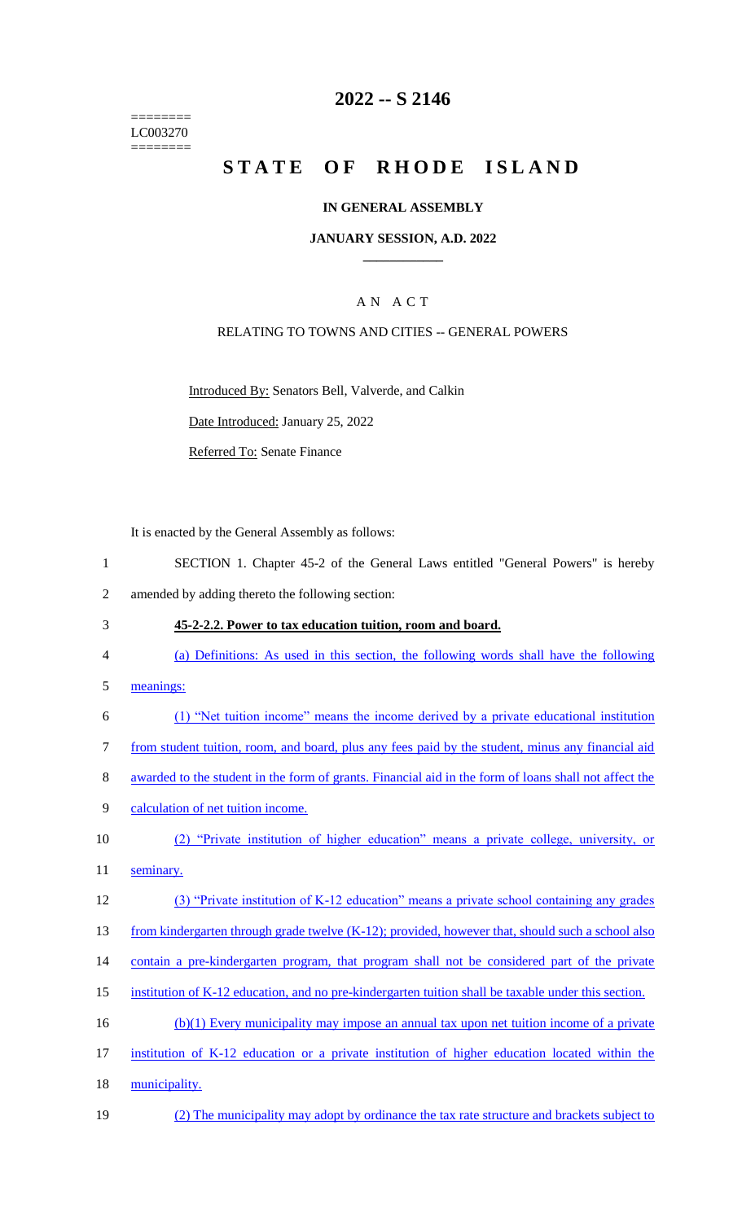========
LC003270
========

# 2022 -- S 2146

# STATE OF RHODE ISLAND

## IN GENERAL ASSEMBLY

### JANUARY SESSION, A.D. 2022

## A N A C T

### RELATING TO TOWNS AND CITIES -- GENERAL POWERS

Introduced By: Senators Bell, Valverde, and Calkin

Date Introduced: January 25, 2022

Referred To: Senate Finance

It is enacted by the General Assembly as follows:

SECTION 1. Chapter 45-2 of the General Laws entitled "General Powers" is hereby amended by adding thereto the following section:

**45-2-2.2. Power to tax education tuition, room and board.**

(a) Definitions: As used in this section, the following words shall have the following meanings:

(1) "Net tuition income" means the income derived by a private educational institution from student tuition, room, and board, plus any fees paid by the student, minus any financial aid awarded to the student in the form of grants. Financial aid in the form of loans shall not affect the calculation of net tuition income.

(2) "Private institution of higher education" means a private college, university, or seminary.

(3) "Private institution of K-12 education" means a private school containing any grades from kindergarten through grade twelve (K-12); provided, however that, should such a school also contain a pre-kindergarten program, that program shall not be considered part of the private institution of K-12 education, and no pre-kindergarten tuition shall be taxable under this section.

(b)(1) Every municipality may impose an annual tax upon net tuition income of a private institution of K-12 education or a private institution of higher education located within the municipality.

(2) The municipality may adopt by ordinance the tax rate structure and brackets subject to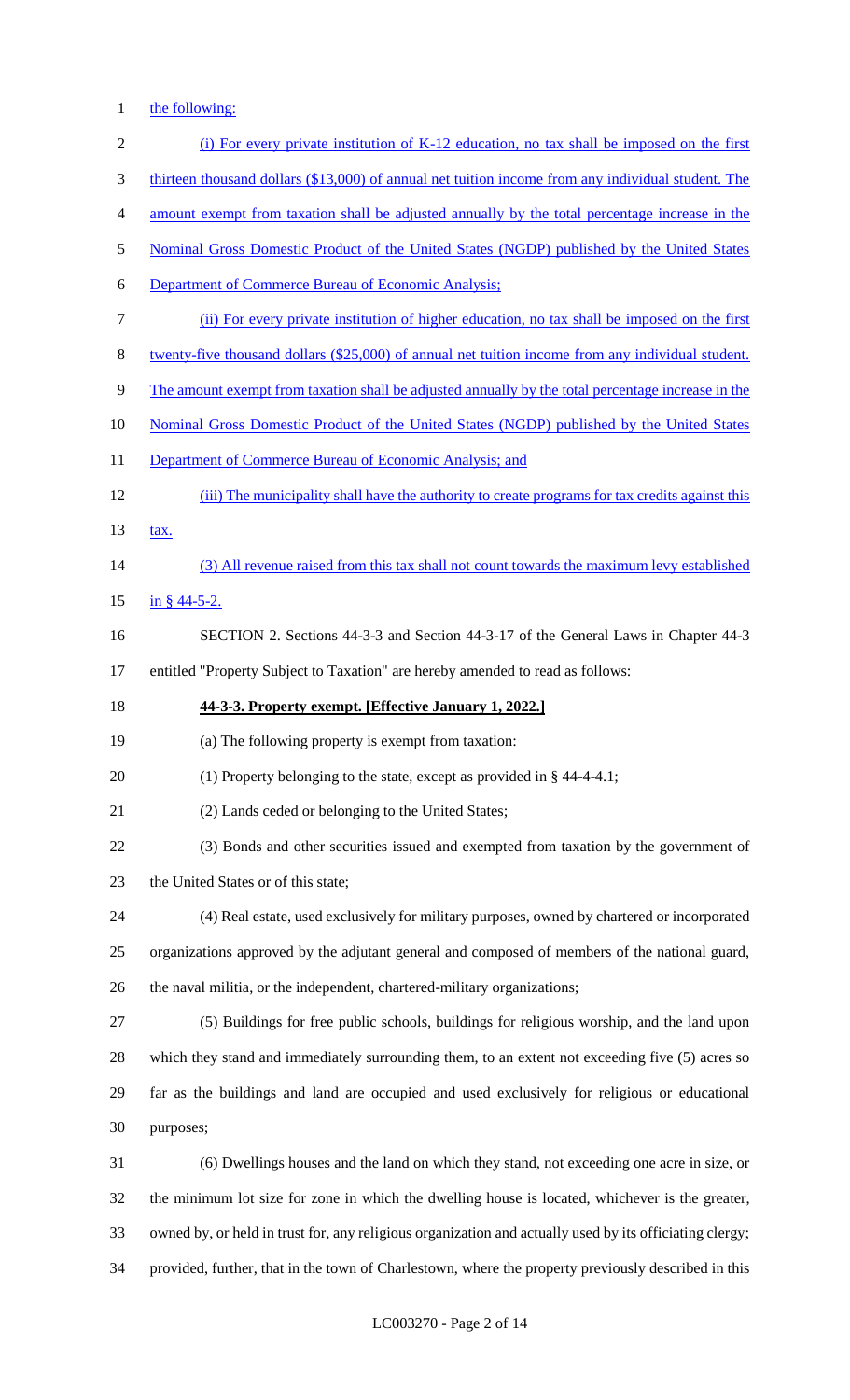the following:

(i) For every private institution of K-12 education, no tax shall be imposed on the first thirteen thousand dollars ($13,000) of annual net tuition income from any individual student. The amount exempt from taxation shall be adjusted annually by the total percentage increase in the Nominal Gross Domestic Product of the United States (NGDP) published by the United States Department of Commerce Bureau of Economic Analysis;

(ii) For every private institution of higher education, no tax shall be imposed on the first twenty-five thousand dollars ($25,000) of annual net tuition income from any individual student. The amount exempt from taxation shall be adjusted annually by the total percentage increase in the Nominal Gross Domestic Product of the United States (NGDP) published by the United States Department of Commerce Bureau of Economic Analysis; and

(iii) The municipality shall have the authority to create programs for tax credits against this tax.

(3) All revenue raised from this tax shall not count towards the maximum levy established in § 44-5-2.

SECTION 2. Sections 44-3-3 and Section 44-3-17 of the General Laws in Chapter 44-3 entitled "Property Subject to Taxation" are hereby amended to read as follows:

**44-3-3. Property exempt. [Effective January 1, 2022.]**

(a) The following property is exempt from taxation:

(1) Property belonging to the state, except as provided in § 44-4-4.1;

(2) Lands ceded or belonging to the United States;

(3) Bonds and other securities issued and exempted from taxation by the government of the United States or of this state;

(4) Real estate, used exclusively for military purposes, owned by chartered or incorporated organizations approved by the adjutant general and composed of members of the national guard, the naval militia, or the independent, chartered-military organizations;

(5) Buildings for free public schools, buildings for religious worship, and the land upon which they stand and immediately surrounding them, to an extent not exceeding five (5) acres so far as the buildings and land are occupied and used exclusively for religious or educational purposes;

(6) Dwellings houses and the land on which they stand, not exceeding one acre in size, or the minimum lot size for zone in which the dwelling house is located, whichever is the greater, owned by, or held in trust for, any religious organization and actually used by its officiating clergy; provided, further, that in the town of Charlestown, where the property previously described in this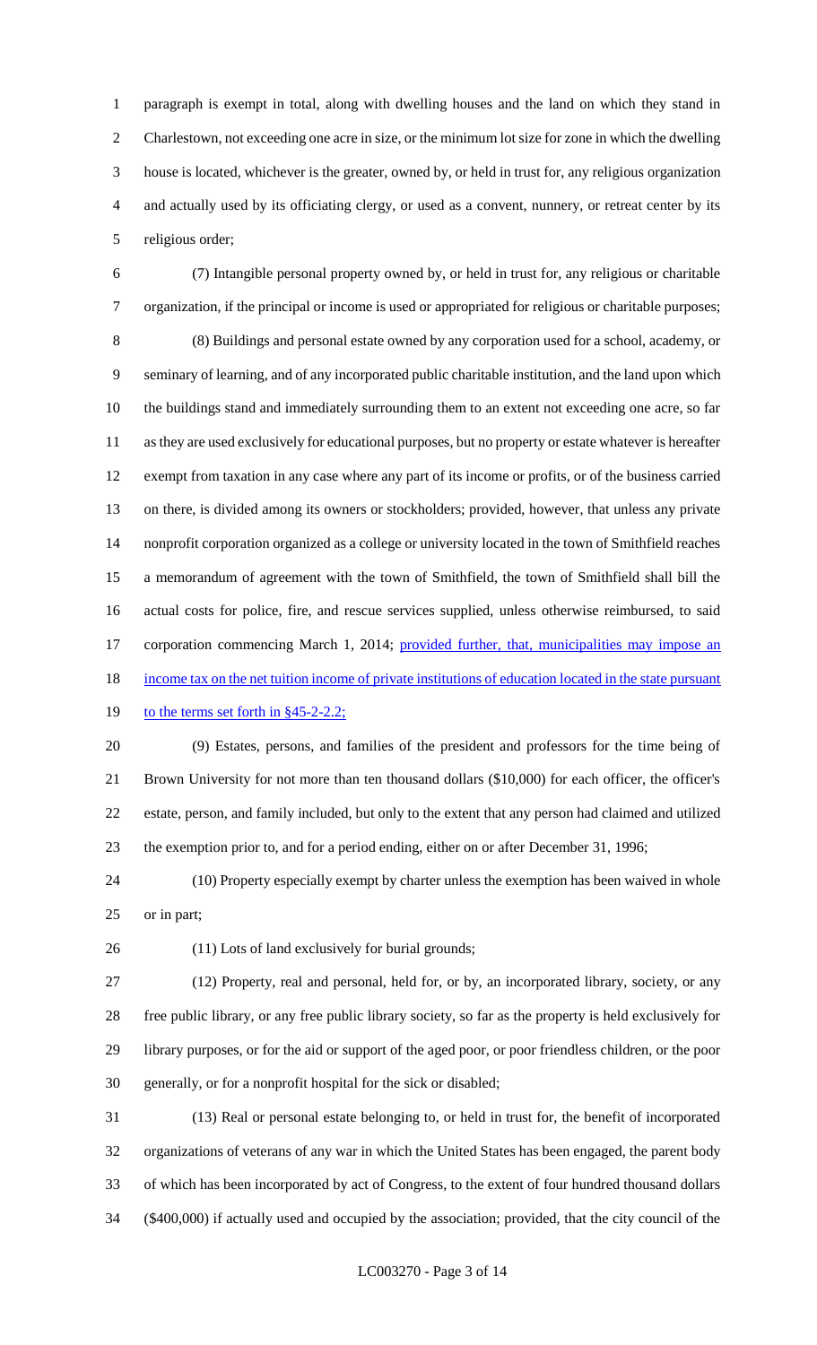paragraph is exempt in total, along with dwelling houses and the land on which they stand in Charlestown, not exceeding one acre in size, or the minimum lot size for zone in which the dwelling house is located, whichever is the greater, owned by, or held in trust for, any religious organization and actually used by its officiating clergy, or used as a convent, nunnery, or retreat center by its religious order;

(7) Intangible personal property owned by, or held in trust for, any religious or charitable organization, if the principal or income is used or appropriated for religious or charitable purposes;

(8) Buildings and personal estate owned by any corporation used for a school, academy, or seminary of learning, and of any incorporated public charitable institution, and the land upon which the buildings stand and immediately surrounding them to an extent not exceeding one acre, so far as they are used exclusively for educational purposes, but no property or estate whatever is hereafter exempt from taxation in any case where any part of its income or profits, or of the business carried on there, is divided among its owners or stockholders; provided, however, that unless any private nonprofit corporation organized as a college or university located in the town of Smithfield reaches a memorandum of agreement with the town of Smithfield, the town of Smithfield shall bill the actual costs for police, fire, and rescue services supplied, unless otherwise reimbursed, to said corporation commencing March 1, 2014; <u>provided further, that, municipalities may impose an income tax on the net tuition income of private institutions of education located in the state pursuant to the terms set forth in §45-2-2.2;</u>

(9) Estates, persons, and families of the president and professors for the time being of Brown University for not more than ten thousand dollars ($10,000) for each officer, the officer's estate, person, and family included, but only to the extent that any person had claimed and utilized the exemption prior to, and for a period ending, either on or after December 31, 1996;

(10) Property especially exempt by charter unless the exemption has been waived in whole or in part;

(11) Lots of land exclusively for burial grounds;

(12) Property, real and personal, held for, or by, an incorporated library, society, or any free public library, or any free public library society, so far as the property is held exclusively for library purposes, or for the aid or support of the aged poor, or poor friendless children, or the poor generally, or for a nonprofit hospital for the sick or disabled;

(13) Real or personal estate belonging to, or held in trust for, the benefit of incorporated organizations of veterans of any war in which the United States has been engaged, the parent body of which has been incorporated by act of Congress, to the extent of four hundred thousand dollars ($400,000) if actually used and occupied by the association; provided, that the city council of the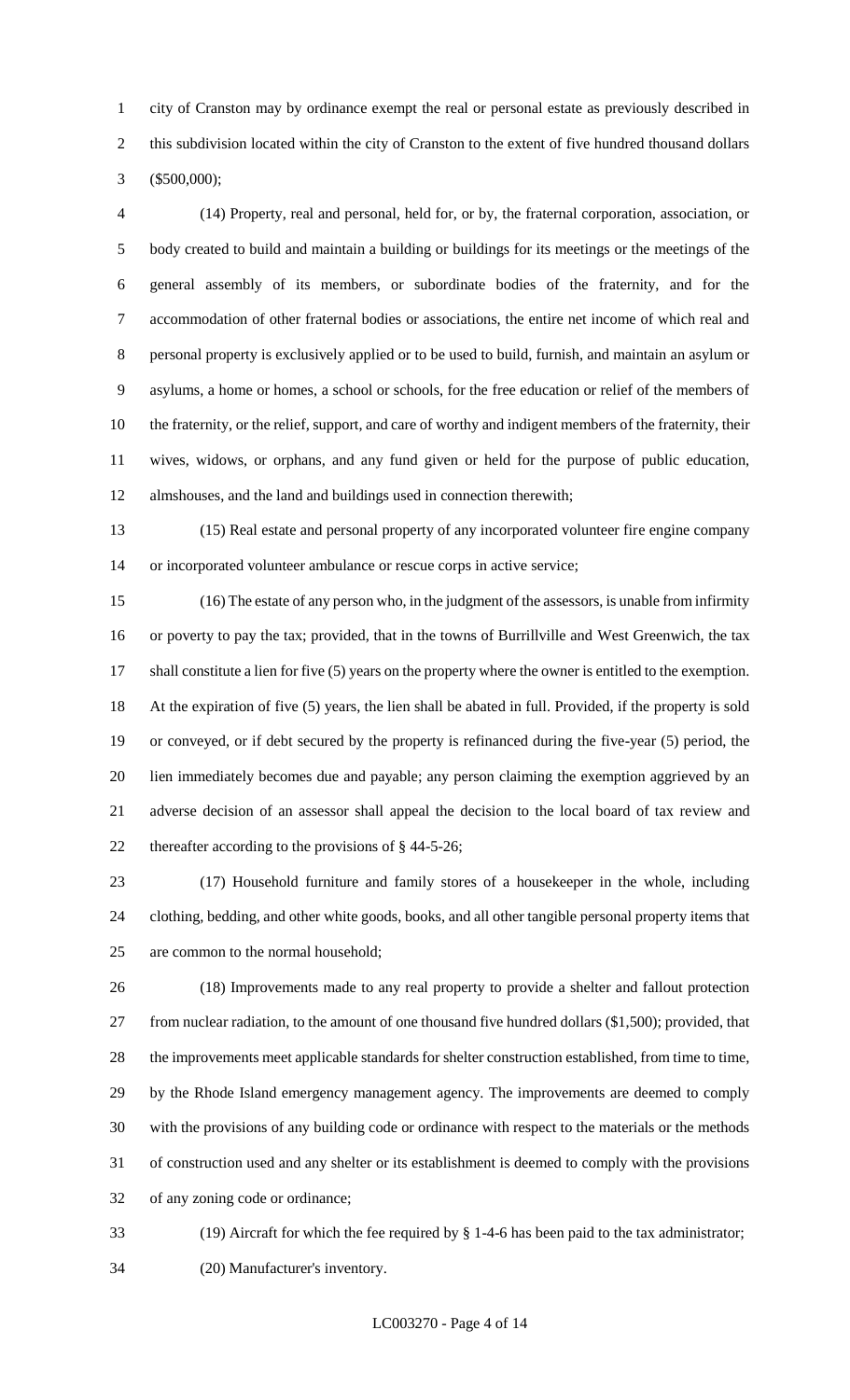city of Cranston may by ordinance exempt the real or personal estate as previously described in this subdivision located within the city of Cranston to the extent of five hundred thousand dollars ($500,000);

(14) Property, real and personal, held for, or by, the fraternal corporation, association, or body created to build and maintain a building or buildings for its meetings or the meetings of the general assembly of its members, or subordinate bodies of the fraternity, and for the accommodation of other fraternal bodies or associations, the entire net income of which real and personal property is exclusively applied or to be used to build, furnish, and maintain an asylum or asylums, a home or homes, a school or schools, for the free education or relief of the members of the fraternity, or the relief, support, and care of worthy and indigent members of the fraternity, their wives, widows, or orphans, and any fund given or held for the purpose of public education, almshouses, and the land and buildings used in connection therewith;

(15) Real estate and personal property of any incorporated volunteer fire engine company or incorporated volunteer ambulance or rescue corps in active service;

(16) The estate of any person who, in the judgment of the assessors, is unable from infirmity or poverty to pay the tax; provided, that in the towns of Burrillville and West Greenwich, the tax shall constitute a lien for five (5) years on the property where the owner is entitled to the exemption. At the expiration of five (5) years, the lien shall be abated in full. Provided, if the property is sold or conveyed, or if debt secured by the property is refinanced during the five-year (5) period, the lien immediately becomes due and payable; any person claiming the exemption aggrieved by an adverse decision of an assessor shall appeal the decision to the local board of tax review and thereafter according to the provisions of § 44-5-26;

(17) Household furniture and family stores of a housekeeper in the whole, including clothing, bedding, and other white goods, books, and all other tangible personal property items that are common to the normal household;

(18) Improvements made to any real property to provide a shelter and fallout protection from nuclear radiation, to the amount of one thousand five hundred dollars ($1,500); provided, that the improvements meet applicable standards for shelter construction established, from time to time, by the Rhode Island emergency management agency. The improvements are deemed to comply with the provisions of any building code or ordinance with respect to the materials or the methods of construction used and any shelter or its establishment is deemed to comply with the provisions of any zoning code or ordinance;

(19) Aircraft for which the fee required by § 1-4-6 has been paid to the tax administrator;

(20) Manufacturer's inventory.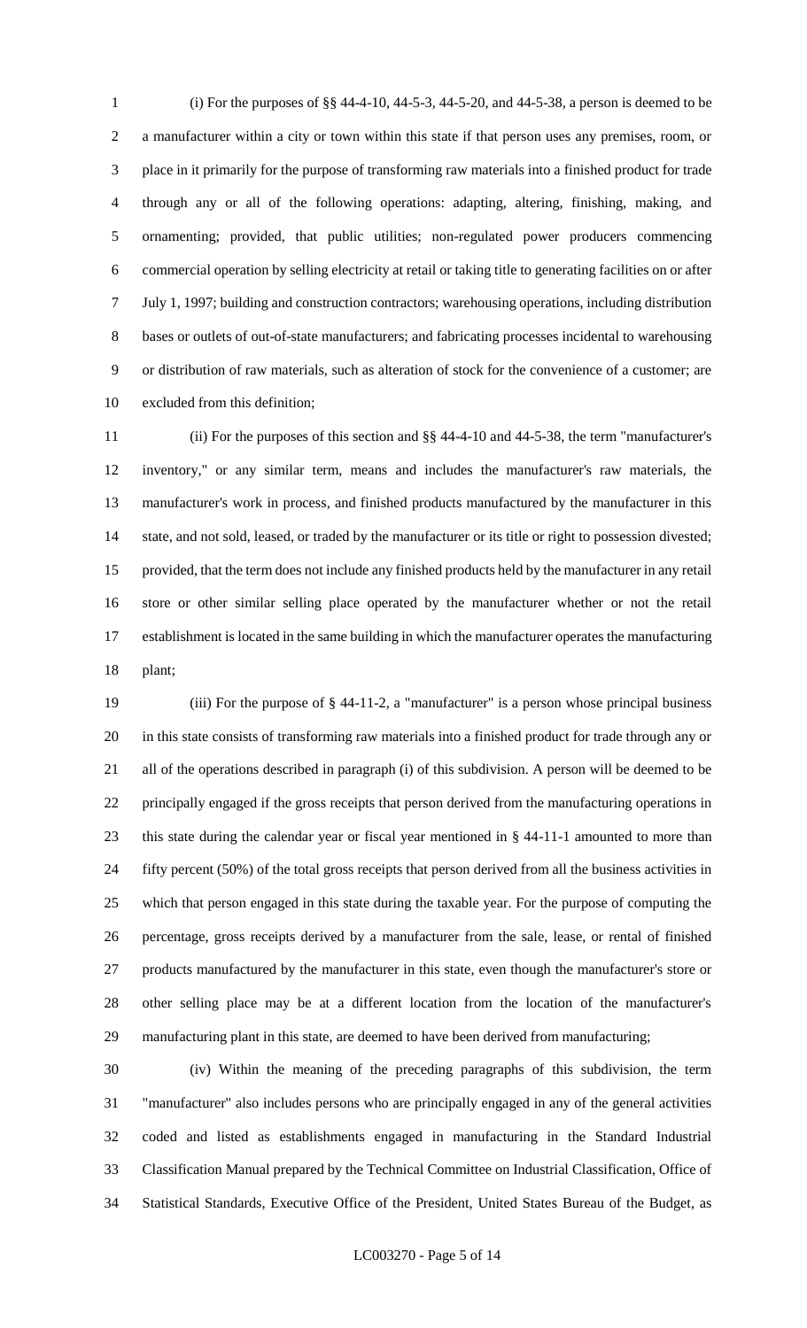(i) For the purposes of §§ 44-4-10, 44-5-3, 44-5-20, and 44-5-38, a person is deemed to be a manufacturer within a city or town within this state if that person uses any premises, room, or place in it primarily for the purpose of transforming raw materials into a finished product for trade through any or all of the following operations: adapting, altering, finishing, making, and ornamenting; provided, that public utilities; non-regulated power producers commencing commercial operation by selling electricity at retail or taking title to generating facilities on or after July 1, 1997; building and construction contractors; warehousing operations, including distribution bases or outlets of out-of-state manufacturers; and fabricating processes incidental to warehousing or distribution of raw materials, such as alteration of stock for the convenience of a customer; are excluded from this definition;

(ii) For the purposes of this section and §§ 44-4-10 and 44-5-38, the term "manufacturer's inventory," or any similar term, means and includes the manufacturer's raw materials, the manufacturer's work in process, and finished products manufactured by the manufacturer in this state, and not sold, leased, or traded by the manufacturer or its title or right to possession divested; provided, that the term does not include any finished products held by the manufacturer in any retail store or other similar selling place operated by the manufacturer whether or not the retail establishment is located in the same building in which the manufacturer operates the manufacturing plant;

(iii) For the purpose of § 44-11-2, a "manufacturer" is a person whose principal business in this state consists of transforming raw materials into a finished product for trade through any or all of the operations described in paragraph (i) of this subdivision. A person will be deemed to be principally engaged if the gross receipts that person derived from the manufacturing operations in this state during the calendar year or fiscal year mentioned in § 44-11-1 amounted to more than fifty percent (50%) of the total gross receipts that person derived from all the business activities in which that person engaged in this state during the taxable year. For the purpose of computing the percentage, gross receipts derived by a manufacturer from the sale, lease, or rental of finished products manufactured by the manufacturer in this state, even though the manufacturer's store or other selling place may be at a different location from the location of the manufacturer's manufacturing plant in this state, are deemed to have been derived from manufacturing;

(iv) Within the meaning of the preceding paragraphs of this subdivision, the term "manufacturer" also includes persons who are principally engaged in any of the general activities coded and listed as establishments engaged in manufacturing in the Standard Industrial Classification Manual prepared by the Technical Committee on Industrial Classification, Office of Statistical Standards, Executive Office of the President, United States Bureau of the Budget, as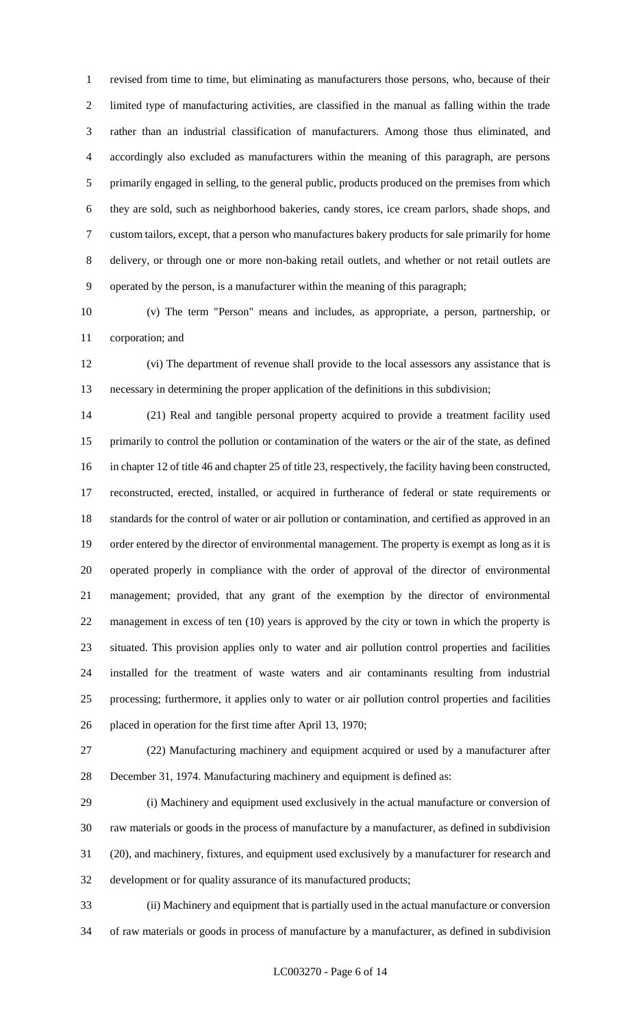revised from time to time, but eliminating as manufacturers those persons, who, because of their limited type of manufacturing activities, are classified in the manual as falling within the trade rather than an industrial classification of manufacturers. Among those thus eliminated, and accordingly also excluded as manufacturers within the meaning of this paragraph, are persons primarily engaged in selling, to the general public, products produced on the premises from which they are sold, such as neighborhood bakeries, candy stores, ice cream parlors, shade shops, and custom tailors, except, that a person who manufactures bakery products for sale primarily for home delivery, or through one or more non-baking retail outlets, and whether or not retail outlets are operated by the person, is a manufacturer within the meaning of this paragraph;

(v) The term "Person" means and includes, as appropriate, a person, partnership, or corporation; and

(vi) The department of revenue shall provide to the local assessors any assistance that is necessary in determining the proper application of the definitions in this subdivision;

(21) Real and tangible personal property acquired to provide a treatment facility used primarily to control the pollution or contamination of the waters or the air of the state, as defined in chapter 12 of title 46 and chapter 25 of title 23, respectively, the facility having been constructed, reconstructed, erected, installed, or acquired in furtherance of federal or state requirements or standards for the control of water or air pollution or contamination, and certified as approved in an order entered by the director of environmental management. The property is exempt as long as it is operated properly in compliance with the order of approval of the director of environmental management; provided, that any grant of the exemption by the director of environmental management in excess of ten (10) years is approved by the city or town in which the property is situated. This provision applies only to water and air pollution control properties and facilities installed for the treatment of waste waters and air contaminants resulting from industrial processing; furthermore, it applies only to water or air pollution control properties and facilities placed in operation for the first time after April 13, 1970;

(22) Manufacturing machinery and equipment acquired or used by a manufacturer after December 31, 1974. Manufacturing machinery and equipment is defined as:

(i) Machinery and equipment used exclusively in the actual manufacture or conversion of raw materials or goods in the process of manufacture by a manufacturer, as defined in subdivision (20), and machinery, fixtures, and equipment used exclusively by a manufacturer for research and development or for quality assurance of its manufactured products;

(ii) Machinery and equipment that is partially used in the actual manufacture or conversion of raw materials or goods in process of manufacture by a manufacturer, as defined in subdivision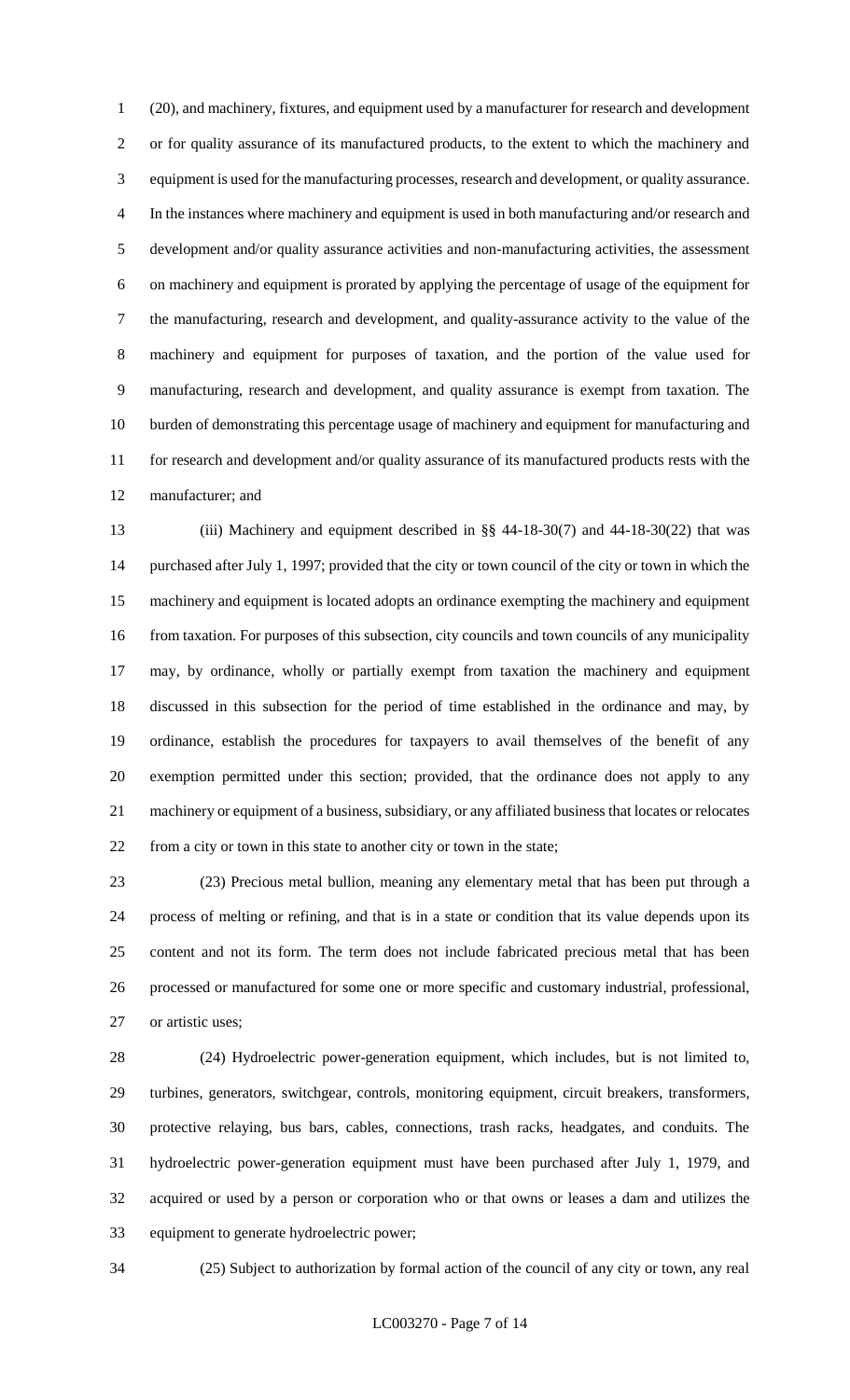(20), and machinery, fixtures, and equipment used by a manufacturer for research and development or for quality assurance of its manufactured products, to the extent to which the machinery and equipment is used for the manufacturing processes, research and development, or quality assurance. In the instances where machinery and equipment is used in both manufacturing and/or research and development and/or quality assurance activities and non-manufacturing activities, the assessment on machinery and equipment is prorated by applying the percentage of usage of the equipment for the manufacturing, research and development, and quality-assurance activity to the value of the machinery and equipment for purposes of taxation, and the portion of the value used for manufacturing, research and development, and quality assurance is exempt from taxation. The burden of demonstrating this percentage usage of machinery and equipment for manufacturing and for research and development and/or quality assurance of its manufactured products rests with the manufacturer; and

(iii) Machinery and equipment described in §§ 44-18-30(7) and 44-18-30(22) that was purchased after July 1, 1997; provided that the city or town council of the city or town in which the machinery and equipment is located adopts an ordinance exempting the machinery and equipment from taxation. For purposes of this subsection, city councils and town councils of any municipality may, by ordinance, wholly or partially exempt from taxation the machinery and equipment discussed in this subsection for the period of time established in the ordinance and may, by ordinance, establish the procedures for taxpayers to avail themselves of the benefit of any exemption permitted under this section; provided, that the ordinance does not apply to any machinery or equipment of a business, subsidiary, or any affiliated business that locates or relocates from a city or town in this state to another city or town in the state;

(23) Precious metal bullion, meaning any elementary metal that has been put through a process of melting or refining, and that is in a state or condition that its value depends upon its content and not its form. The term does not include fabricated precious metal that has been processed or manufactured for some one or more specific and customary industrial, professional, or artistic uses;

(24) Hydroelectric power-generation equipment, which includes, but is not limited to, turbines, generators, switchgear, controls, monitoring equipment, circuit breakers, transformers, protective relaying, bus bars, cables, connections, trash racks, headgates, and conduits. The hydroelectric power-generation equipment must have been purchased after July 1, 1979, and acquired or used by a person or corporation who or that owns or leases a dam and utilizes the equipment to generate hydroelectric power;

(25) Subject to authorization by formal action of the council of any city or town, any real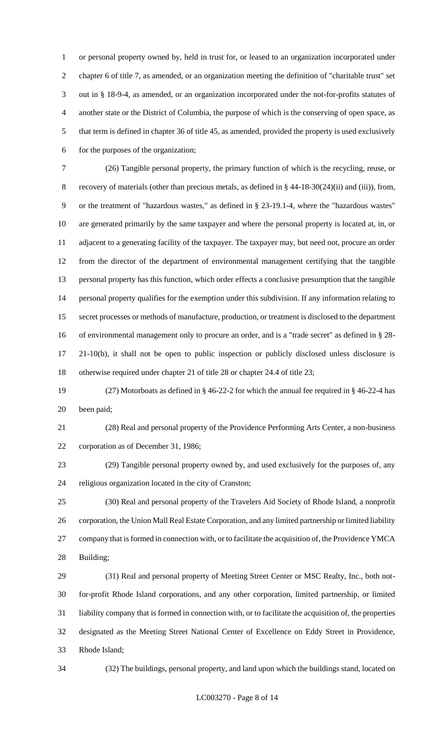or personal property owned by, held in trust for, or leased to an organization incorporated under chapter 6 of title 7, as amended, or an organization meeting the definition of "charitable trust" set out in § 18-9-4, as amended, or an organization incorporated under the not-for-profits statutes of another state or the District of Columbia, the purpose of which is the conserving of open space, as that term is defined in chapter 36 of title 45, as amended, provided the property is used exclusively for the purposes of the organization;

(26) Tangible personal property, the primary function of which is the recycling, reuse, or recovery of materials (other than precious metals, as defined in § 44-18-30(24)(ii) and (iii)), from, or the treatment of "hazardous wastes," as defined in § 23-19.1-4, where the "hazardous wastes" are generated primarily by the same taxpayer and where the personal property is located at, in, or adjacent to a generating facility of the taxpayer. The taxpayer may, but need not, procure an order from the director of the department of environmental management certifying that the tangible personal property has this function, which order effects a conclusive presumption that the tangible personal property qualifies for the exemption under this subdivision. If any information relating to secret processes or methods of manufacture, production, or treatment is disclosed to the department of environmental management only to procure an order, and is a "trade secret" as defined in § 28-21-10(b), it shall not be open to public inspection or publicly disclosed unless disclosure is otherwise required under chapter 21 of title 28 or chapter 24.4 of title 23;

(27) Motorboats as defined in § 46-22-2 for which the annual fee required in § 46-22-4 has been paid;

(28) Real and personal property of the Providence Performing Arts Center, a non-business corporation as of December 31, 1986;

(29) Tangible personal property owned by, and used exclusively for the purposes of, any religious organization located in the city of Cranston;

(30) Real and personal property of the Travelers Aid Society of Rhode Island, a nonprofit corporation, the Union Mall Real Estate Corporation, and any limited partnership or limited liability company that is formed in connection with, or to facilitate the acquisition of, the Providence YMCA Building;

(31) Real and personal property of Meeting Street Center or MSC Realty, Inc., both not-for-profit Rhode Island corporations, and any other corporation, limited partnership, or limited liability company that is formed in connection with, or to facilitate the acquisition of, the properties designated as the Meeting Street National Center of Excellence on Eddy Street in Providence, Rhode Island;

(32) The buildings, personal property, and land upon which the buildings stand, located on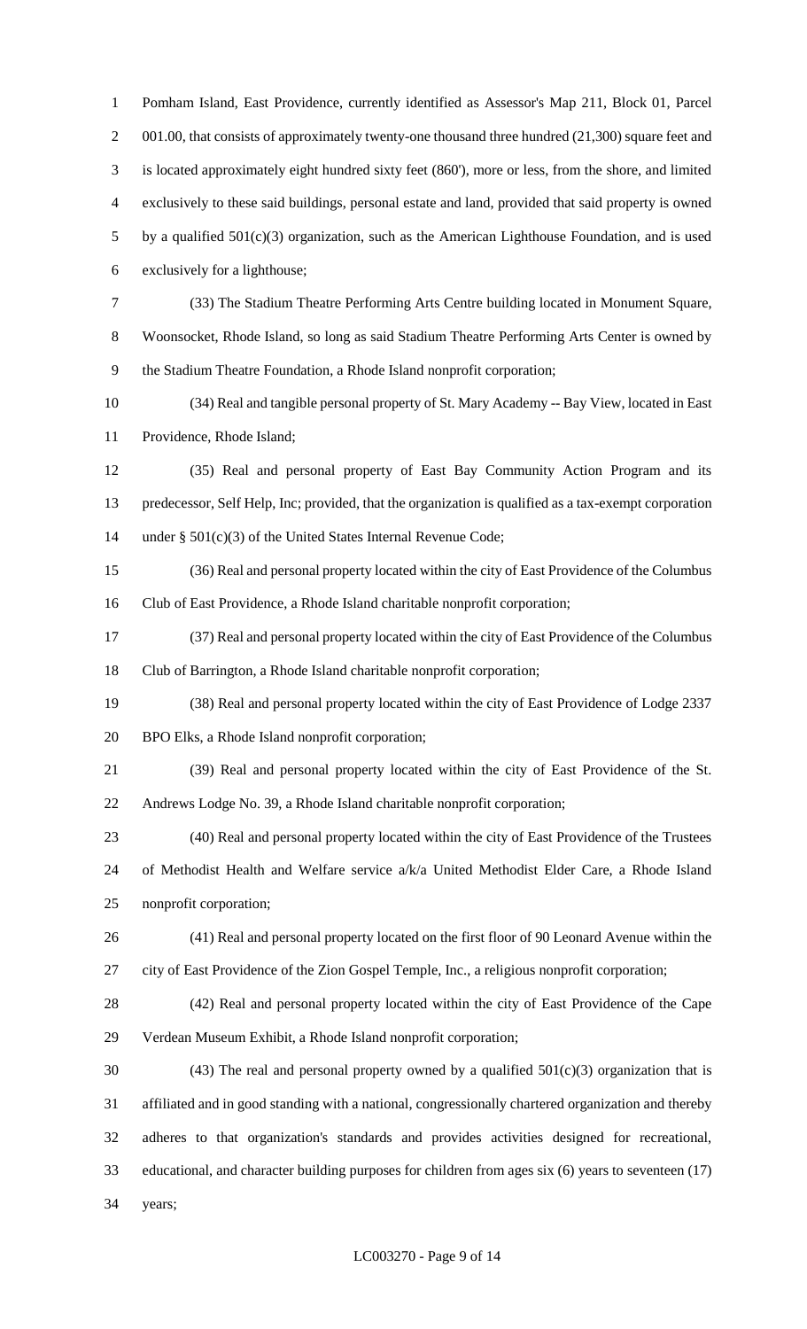Pomham Island, East Providence, currently identified as Assessor's Map 211, Block 01, Parcel 001.00, that consists of approximately twenty-one thousand three hundred (21,300) square feet and is located approximately eight hundred sixty feet (860'), more or less, from the shore, and limited exclusively to these said buildings, personal estate and land, provided that said property is owned by a qualified 501(c)(3) organization, such as the American Lighthouse Foundation, and is used exclusively for a lighthouse;

(33) The Stadium Theatre Performing Arts Centre building located in Monument Square, Woonsocket, Rhode Island, so long as said Stadium Theatre Performing Arts Center is owned by the Stadium Theatre Foundation, a Rhode Island nonprofit corporation;

(34) Real and tangible personal property of St. Mary Academy -- Bay View, located in East Providence, Rhode Island;

(35) Real and personal property of East Bay Community Action Program and its predecessor, Self Help, Inc; provided, that the organization is qualified as a tax-exempt corporation under § 501(c)(3) of the United States Internal Revenue Code;

(36) Real and personal property located within the city of East Providence of the Columbus Club of East Providence, a Rhode Island charitable nonprofit corporation;

(37) Real and personal property located within the city of East Providence of the Columbus Club of Barrington, a Rhode Island charitable nonprofit corporation;

(38) Real and personal property located within the city of East Providence of Lodge 2337 BPO Elks, a Rhode Island nonprofit corporation;

(39) Real and personal property located within the city of East Providence of the St. Andrews Lodge No. 39, a Rhode Island charitable nonprofit corporation;

(40) Real and personal property located within the city of East Providence of the Trustees of Methodist Health and Welfare service a/k/a United Methodist Elder Care, a Rhode Island nonprofit corporation;

(41) Real and personal property located on the first floor of 90 Leonard Avenue within the city of East Providence of the Zion Gospel Temple, Inc., a religious nonprofit corporation;

(42) Real and personal property located within the city of East Providence of the Cape Verdean Museum Exhibit, a Rhode Island nonprofit corporation;

(43) The real and personal property owned by a qualified 501(c)(3) organization that is affiliated and in good standing with a national, congressionally chartered organization and thereby adheres to that organization's standards and provides activities designed for recreational, educational, and character building purposes for children from ages six (6) years to seventeen (17) years;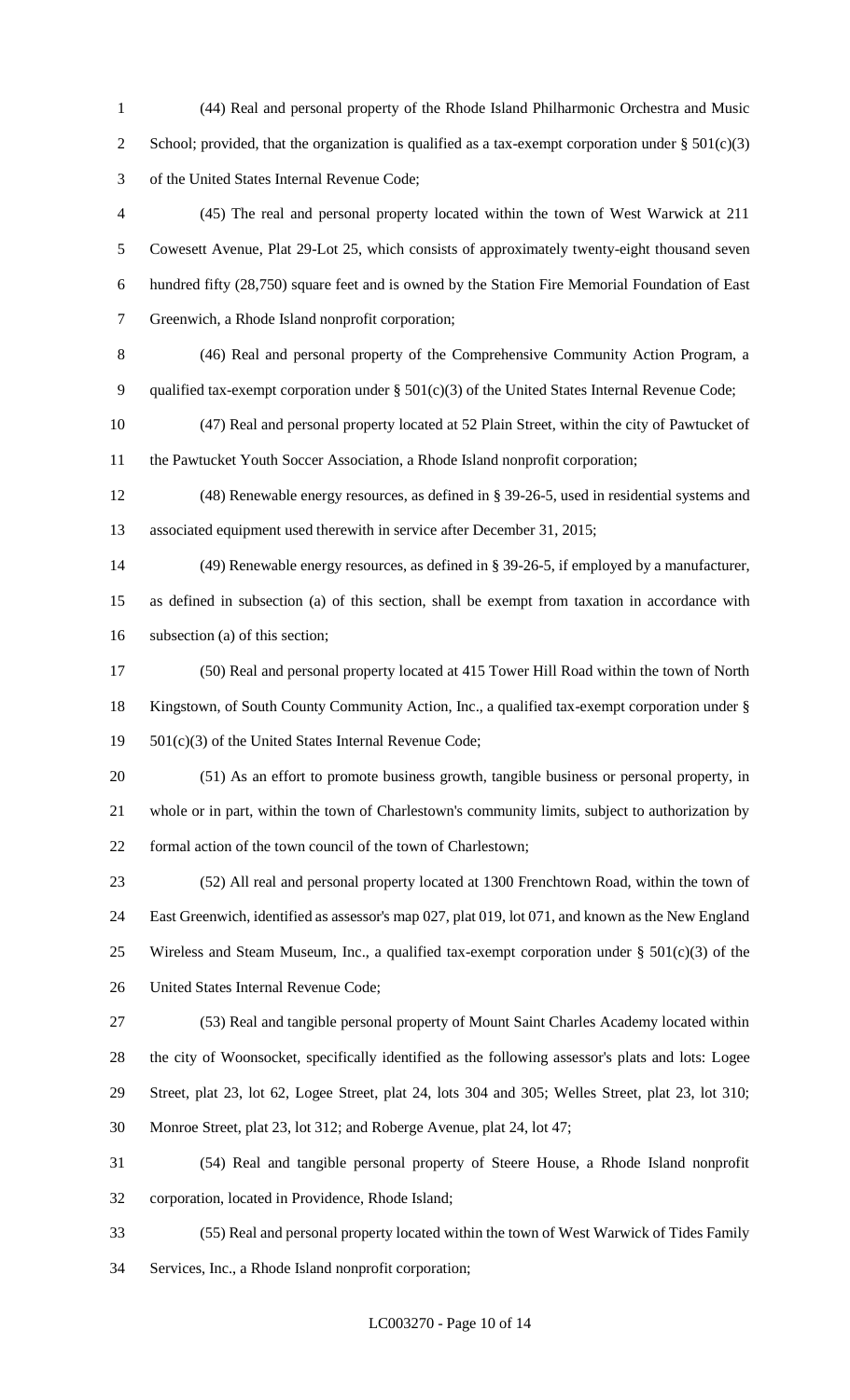(44) Real and personal property of the Rhode Island Philharmonic Orchestra and Music School; provided, that the organization is qualified as a tax-exempt corporation under § 501(c)(3) of the United States Internal Revenue Code;

(45) The real and personal property located within the town of West Warwick at 211 Cowesett Avenue, Plat 29-Lot 25, which consists of approximately twenty-eight thousand seven hundred fifty (28,750) square feet and is owned by the Station Fire Memorial Foundation of East Greenwich, a Rhode Island nonprofit corporation;

(46) Real and personal property of the Comprehensive Community Action Program, a qualified tax-exempt corporation under § 501(c)(3) of the United States Internal Revenue Code;

(47) Real and personal property located at 52 Plain Street, within the city of Pawtucket of the Pawtucket Youth Soccer Association, a Rhode Island nonprofit corporation;

(48) Renewable energy resources, as defined in § 39-26-5, used in residential systems and associated equipment used therewith in service after December 31, 2015;

(49) Renewable energy resources, as defined in § 39-26-5, if employed by a manufacturer, as defined in subsection (a) of this section, shall be exempt from taxation in accordance with subsection (a) of this section;

(50) Real and personal property located at 415 Tower Hill Road within the town of North Kingstown, of South County Community Action, Inc., a qualified tax-exempt corporation under § 501(c)(3) of the United States Internal Revenue Code;

(51) As an effort to promote business growth, tangible business or personal property, in whole or in part, within the town of Charlestown's community limits, subject to authorization by formal action of the town council of the town of Charlestown;

(52) All real and personal property located at 1300 Frenchtown Road, within the town of East Greenwich, identified as assessor's map 027, plat 019, lot 071, and known as the New England Wireless and Steam Museum, Inc., a qualified tax-exempt corporation under § 501(c)(3) of the United States Internal Revenue Code;

(53) Real and tangible personal property of Mount Saint Charles Academy located within the city of Woonsocket, specifically identified as the following assessor's plats and lots: Logee Street, plat 23, lot 62, Logee Street, plat 24, lots 304 and 305; Welles Street, plat 23, lot 310; Monroe Street, plat 23, lot 312; and Roberge Avenue, plat 24, lot 47;

(54) Real and tangible personal property of Steere House, a Rhode Island nonprofit corporation, located in Providence, Rhode Island;

(55) Real and personal property located within the town of West Warwick of Tides Family Services, Inc., a Rhode Island nonprofit corporation;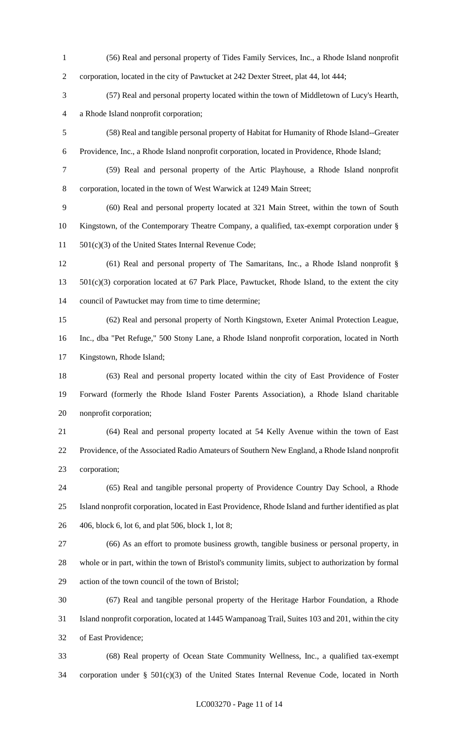(56) Real and personal property of Tides Family Services, Inc., a Rhode Island nonprofit corporation, located in the city of Pawtucket at 242 Dexter Street, plat 44, lot 444;

(57) Real and personal property located within the town of Middletown of Lucy's Hearth, a Rhode Island nonprofit corporation;

(58) Real and tangible personal property of Habitat for Humanity of Rhode Island--Greater Providence, Inc., a Rhode Island nonprofit corporation, located in Providence, Rhode Island;

(59) Real and personal property of the Artic Playhouse, a Rhode Island nonprofit corporation, located in the town of West Warwick at 1249 Main Street;

(60) Real and personal property located at 321 Main Street, within the town of South Kingstown, of the Contemporary Theatre Company, a qualified, tax-exempt corporation under § 501(c)(3) of the United States Internal Revenue Code;

(61) Real and personal property of The Samaritans, Inc., a Rhode Island nonprofit § 501(c)(3) corporation located at 67 Park Place, Pawtucket, Rhode Island, to the extent the city council of Pawtucket may from time to time determine;

(62) Real and personal property of North Kingstown, Exeter Animal Protection League, Inc., dba "Pet Refuge," 500 Stony Lane, a Rhode Island nonprofit corporation, located in North Kingstown, Rhode Island;

(63) Real and personal property located within the city of East Providence of Foster Forward (formerly the Rhode Island Foster Parents Association), a Rhode Island charitable nonprofit corporation;

(64) Real and personal property located at 54 Kelly Avenue within the town of East Providence, of the Associated Radio Amateurs of Southern New England, a Rhode Island nonprofit corporation;

(65) Real and tangible personal property of Providence Country Day School, a Rhode Island nonprofit corporation, located in East Providence, Rhode Island and further identified as plat 406, block 6, lot 6, and plat 506, block 1, lot 8;

(66) As an effort to promote business growth, tangible business or personal property, in whole or in part, within the town of Bristol's community limits, subject to authorization by formal action of the town council of the town of Bristol;

(67) Real and tangible personal property of the Heritage Harbor Foundation, a Rhode Island nonprofit corporation, located at 1445 Wampanoag Trail, Suites 103 and 201, within the city of East Providence;

(68) Real property of Ocean State Community Wellness, Inc., a qualified tax-exempt corporation under § 501(c)(3) of the United States Internal Revenue Code, located in North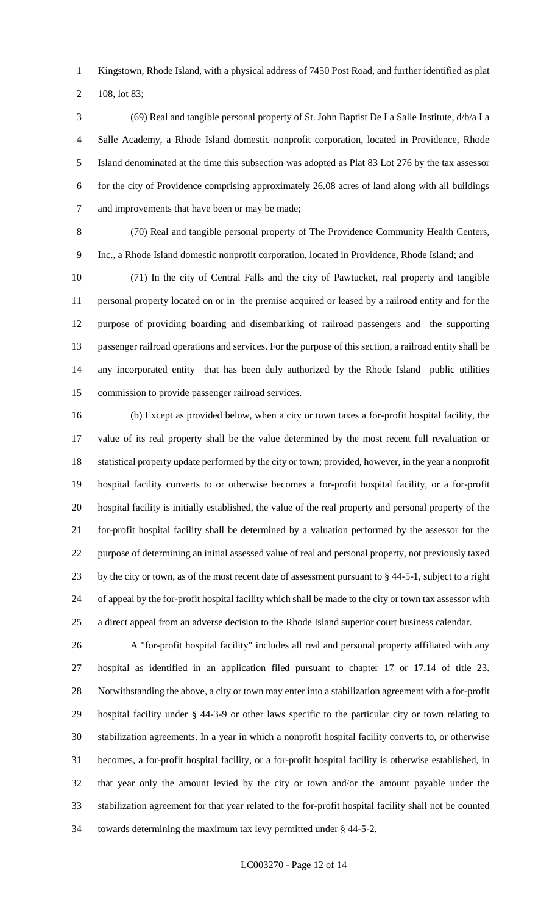Kingstown, Rhode Island, with a physical address of 7450 Post Road, and further identified as plat 108, lot 83;

(69) Real and tangible personal property of St. John Baptist De La Salle Institute, d/b/a La Salle Academy, a Rhode Island domestic nonprofit corporation, located in Providence, Rhode Island denominated at the time this subsection was adopted as Plat 83 Lot 276 by the tax assessor for the city of Providence comprising approximately 26.08 acres of land along with all buildings and improvements that have been or may be made;

(70) Real and tangible personal property of The Providence Community Health Centers, Inc., a Rhode Island domestic nonprofit corporation, located in Providence, Rhode Island; and

(71) In the city of Central Falls and the city of Pawtucket, real property and tangible personal property located on or in the premise acquired or leased by a railroad entity and for the purpose of providing boarding and disembarking of railroad passengers and the supporting passenger railroad operations and services. For the purpose of this section, a railroad entity shall be any incorporated entity that has been duly authorized by the Rhode Island public utilities commission to provide passenger railroad services.

(b) Except as provided below, when a city or town taxes a for-profit hospital facility, the value of its real property shall be the value determined by the most recent full revaluation or statistical property update performed by the city or town; provided, however, in the year a nonprofit hospital facility converts to or otherwise becomes a for-profit hospital facility, or a for-profit hospital facility is initially established, the value of the real property and personal property of the for-profit hospital facility shall be determined by a valuation performed by the assessor for the purpose of determining an initial assessed value of real and personal property, not previously taxed by the city or town, as of the most recent date of assessment pursuant to § 44-5-1, subject to a right of appeal by the for-profit hospital facility which shall be made to the city or town tax assessor with a direct appeal from an adverse decision to the Rhode Island superior court business calendar.

A "for-profit hospital facility" includes all real and personal property affiliated with any hospital as identified in an application filed pursuant to chapter 17 or 17.14 of title 23. Notwithstanding the above, a city or town may enter into a stabilization agreement with a for-profit hospital facility under § 44-3-9 or other laws specific to the particular city or town relating to stabilization agreements. In a year in which a nonprofit hospital facility converts to, or otherwise becomes, a for-profit hospital facility, or a for-profit hospital facility is otherwise established, in that year only the amount levied by the city or town and/or the amount payable under the stabilization agreement for that year related to the for-profit hospital facility shall not be counted towards determining the maximum tax levy permitted under § 44-5-2.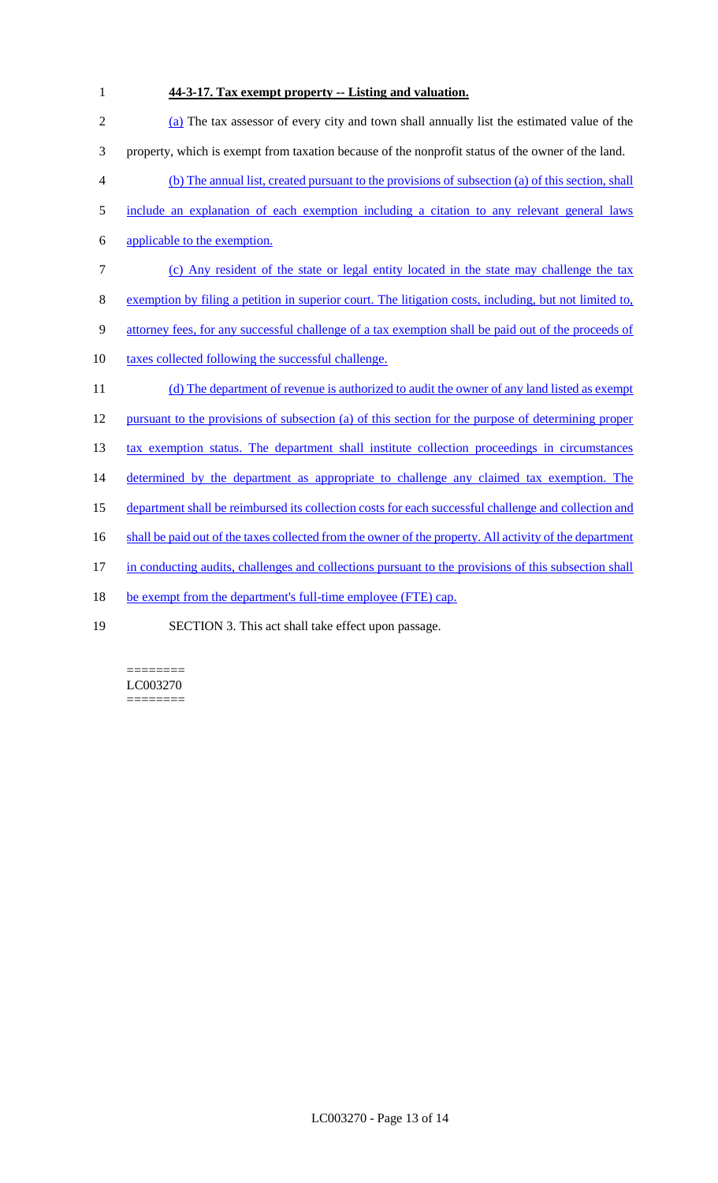**44-3-17. Tax exempt property -- Listing and valuation.**

(a) The tax assessor of every city and town shall annually list the estimated value of the property, which is exempt from taxation because of the nonprofit status of the owner of the land.

(b) The annual list, created pursuant to the provisions of subsection (a) of this section, shall include an explanation of each exemption including a citation to any relevant general laws applicable to the exemption.

(c) Any resident of the state or legal entity located in the state may challenge the tax exemption by filing a petition in superior court. The litigation costs, including, but not limited to, attorney fees, for any successful challenge of a tax exemption shall be paid out of the proceeds of taxes collected following the successful challenge.

(d) The department of revenue is authorized to audit the owner of any land listed as exempt pursuant to the provisions of subsection (a) of this section for the purpose of determining proper tax exemption status. The department shall institute collection proceedings in circumstances determined by the department as appropriate to challenge any claimed tax exemption. The department shall be reimbursed its collection costs for each successful challenge and collection and shall be paid out of the taxes collected from the owner of the property. All activity of the department in conducting audits, challenges and collections pursuant to the provisions of this subsection shall be exempt from the department's full-time employee (FTE) cap.

SECTION 3. This act shall take effect upon passage.

========
LC003270
========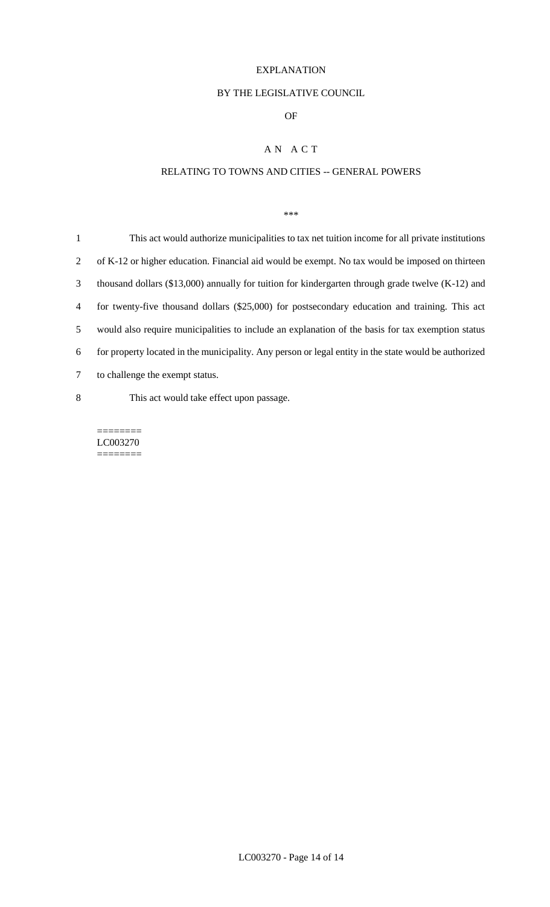EXPLANATION

BY THE LEGISLATIVE COUNCIL

OF

A N A C T

RELATING TO TOWNS AND CITIES -- GENERAL POWERS

\*\*\*

This act would authorize municipalities to tax net tuition income for all private institutions of K-12 or higher education. Financial aid would be exempt. No tax would be imposed on thirteen thousand dollars ($13,000) annually for tuition for kindergarten through grade twelve (K-12) and for twenty-five thousand dollars ($25,000) for postsecondary education and training. This act would also require municipalities to include an explanation of the basis for tax exemption status for property located in the municipality. Any person or legal entity in the state would be authorized to challenge the exempt status.

This act would take effect upon passage.

========
LC003270
========